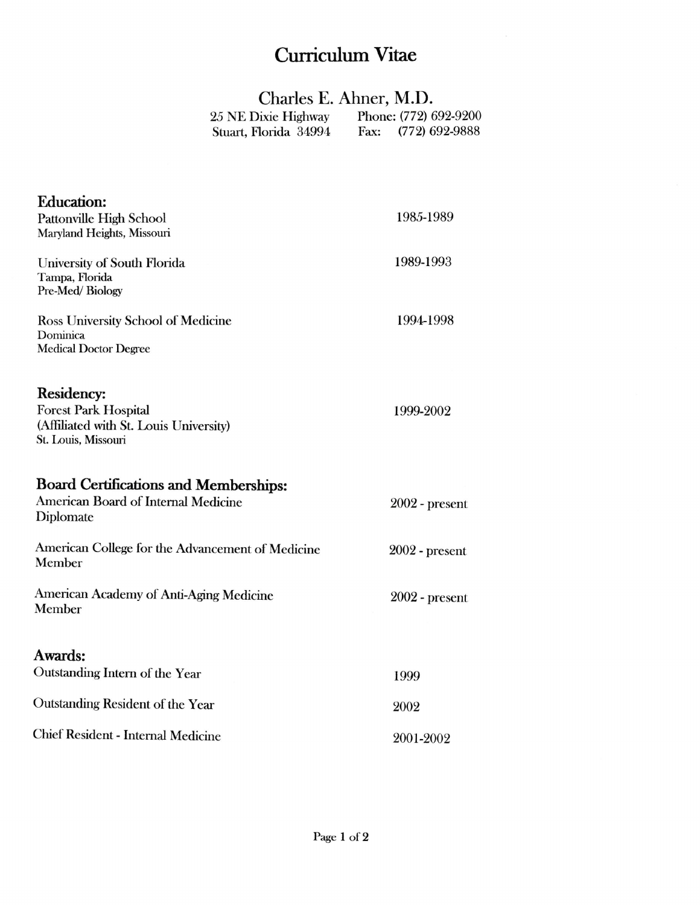# Curriculum Vitae

## Charles E. Ahner, M.D.

25 NE Dixie Highway
Stuart, Florida 34994

Phone: (772) 692-9200
Fax: (772) 692-9888

### Education:

Pattonville High School — 1985-1989
Maryland Heights, Missouri

University of South Florida — 1989-1993
Tampa, Florida
Pre-Med/ Biology

Ross University School of Medicine — 1994-1998
Dominica
Medical Doctor Degree

### Residency:

Forest Park Hospital — 1999-2002
(Affiliated with St. Louis University)
St. Louis, Missouri

### Board Certifications and Memberships:

American Board of Internal Medicine — 2002 - present
Diplomate

American College for the Advancement of Medicine — 2002 - present
Member

American Academy of Anti-Aging Medicine — 2002 - present
Member

### Awards:

Outstanding Intern of the Year — 1999

Outstanding Resident of the Year — 2002

Chief Resident - Internal Medicine — 2001-2002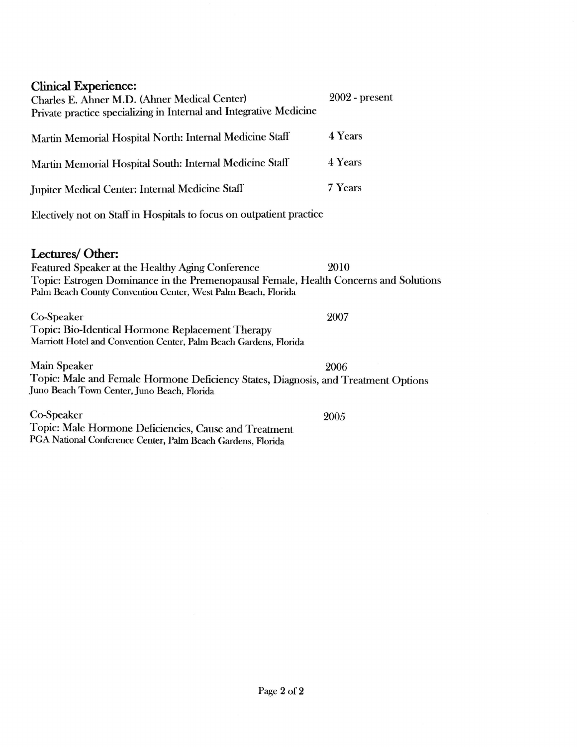## Clinical Experience:

Charles E. Ahner M.D. (Ahner Medical Center) — 2002 - present
Private practice specializing in Internal and Integrative Medicine

Martin Memorial Hospital North: Internal Medicine Staff — 4 Years

Martin Memorial Hospital South: Internal Medicine Staff — 4 Years

Jupiter Medical Center: Internal Medicine Staff — 7 Years

Electively not on Staff in Hospitals to focus on outpatient practice

## Lectures/ Other:

Featured Speaker at the Healthy Aging Conference — 2010
Topic: Estrogen Dominance in the Premenopausal Female, Health Concerns and Solutions
Palm Beach County Convention Center, West Palm Beach, Florida

Co-Speaker — 2007
Topic: Bio-Identical Hormone Replacement Therapy
Marriott Hotel and Convention Center, Palm Beach Gardens, Florida

Main Speaker — 2006
Topic: Male and Female Hormone Deficiency States, Diagnosis, and Treatment Options
Juno Beach Town Center, Juno Beach, Florida

Co-Speaker — 2005
Topic: Male Hormone Deficiencies, Cause and Treatment
PGA National Conference Center, Palm Beach Gardens, Florida